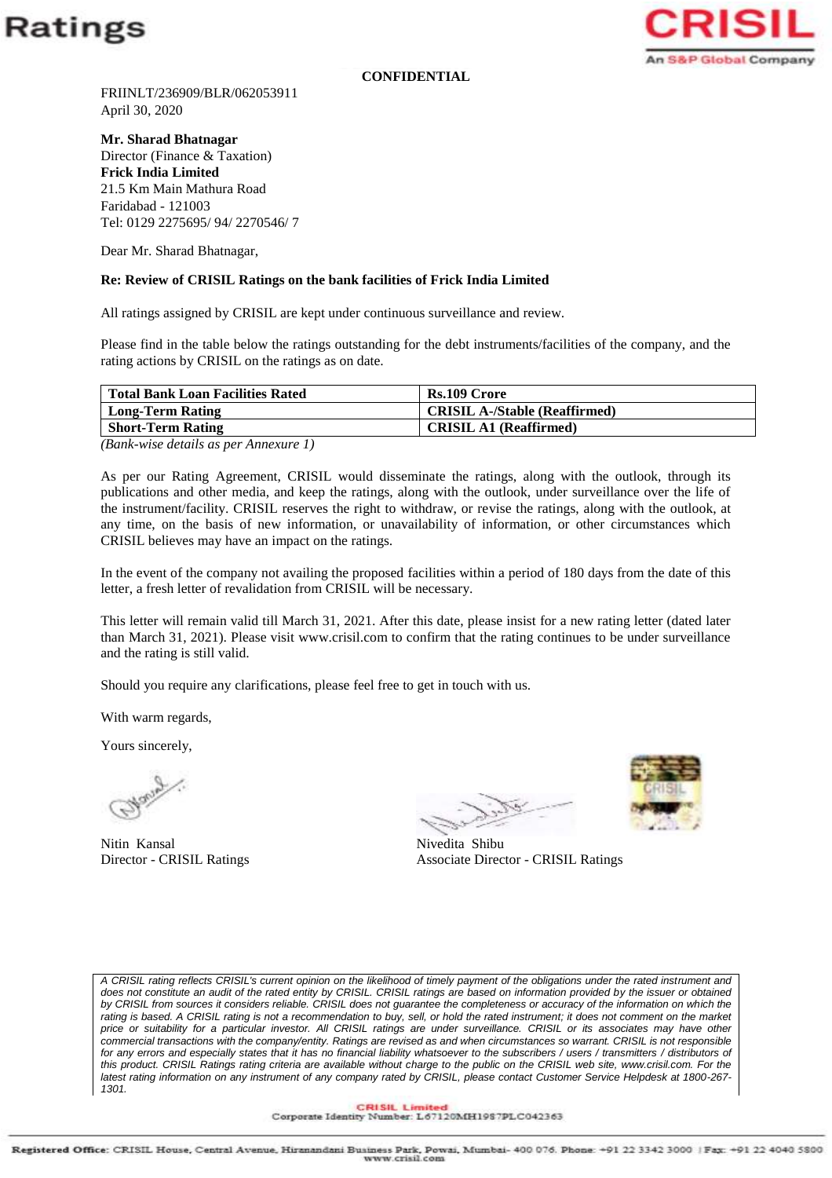**CONFIDENTIAL**

FRIINLT/236909/BLR/062053911
April 30, 2020

**Mr. Sharad Bhatnagar**
Director (Finance & Taxation)
**Frick India Limited**
21.5 Km Main Mathura Road
Faridabad - 121003
Tel: 0129 2275695/ 94/ 2270546/ 7

Dear Mr. Sharad Bhatnagar,

**Re: Review of CRISIL Ratings on the bank facilities of Frick India Limited**

All ratings assigned by CRISIL are kept under continuous surveillance and review.

Please find in the table below the ratings outstanding for the debt instruments/facilities of the company, and the rating actions by CRISIL on the ratings as on date.

| Total Bank Loan Facilities Rated | Rs.109 Crore |
|---|---|
| **Long-Term Rating** | **CRISIL A-/Stable (Reaffirmed)** |
| **Short-Term Rating** | **CRISIL A1 (Reaffirmed)** |

*(Bank-wise details as per Annexure 1)*

As per our Rating Agreement, CRISIL would disseminate the ratings, along with the outlook, through its publications and other media, and keep the ratings, along with the outlook, under surveillance over the life of the instrument/facility. CRISIL reserves the right to withdraw, or revise the ratings, along with the outlook, at any time, on the basis of new information, or unavailability of information, or other circumstances which CRISIL believes may have an impact on the ratings.

In the event of the company not availing the proposed facilities within a period of 180 days from the date of this letter, a fresh letter of revalidation from CRISIL will be necessary.

This letter will remain valid till March 31, 2021. After this date, please insist for a new rating letter (dated later than March 31, 2021). Please visit www.crisil.com to confirm that the rating continues to be under surveillance and the rating is still valid.

Should you require any clarifications, please feel free to get in touch with us.

With warm regards,

Yours sincerely,

Nitin Kansal
Director - CRISIL Ratings

Nivedita Shibu
Associate Director - CRISIL Ratings

*A CRISIL rating reflects CRISIL's current opinion on the likelihood of timely payment of the obligations under the rated instrument and does not constitute an audit of the rated entity by CRISIL. CRISIL ratings are based on information provided by the issuer or obtained by CRISIL from sources it considers reliable. CRISIL does not guarantee the completeness or accuracy of the information on which the rating is based. A CRISIL rating is not a recommendation to buy, sell, or hold the rated instrument; it does not comment on the market price or suitability for a particular investor. All CRISIL ratings are under surveillance. CRISIL or its associates may have other commercial transactions with the company/entity. Ratings are revised as and when circumstances so warrant. CRISIL is not responsible for any errors and especially states that it has no financial liability whatsoever to the subscribers / users / transmitters / distributors of this product. CRISIL Ratings rating criteria are available without charge to the public on the CRISIL web site, www.crisil.com. For the latest rating information on any instrument of any company rated by CRISIL, please contact Customer Service Helpdesk at 1800-267-1301.*

CRISIL Limited
Corporate Identity Number: L67120MH1987PLC042363

Registered Office: CRISIL House, Central Avenue, Hiranandani Business Park, Powai, Mumbai- 400 076. Phone: +91 22 3342 3000 | Fax: +91 22 4040 5800
www.crisil.com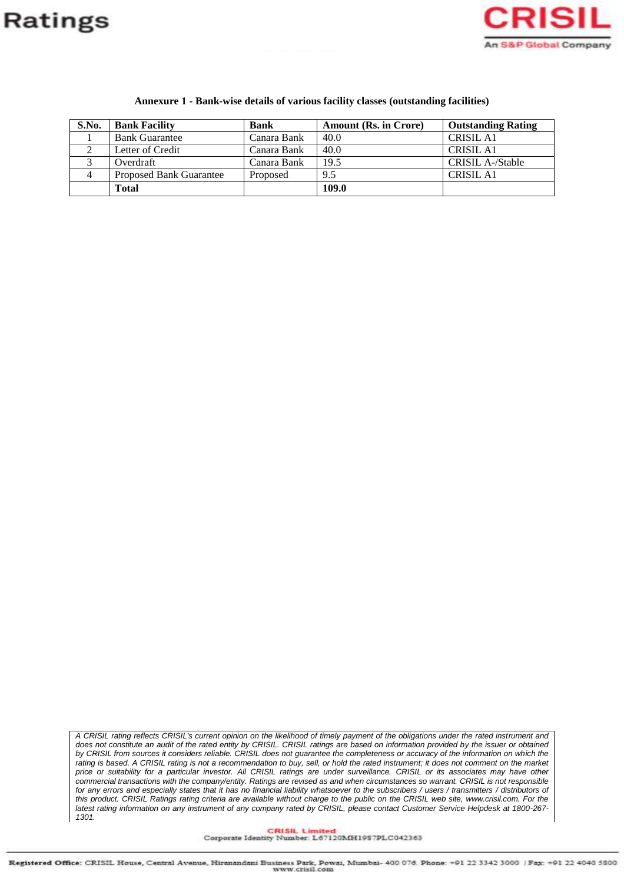**Annexure 1 - Bank-wise details of various facility classes (outstanding facilities)**

| S.No. | Bank Facility | Bank | Amount (Rs. in Crore) | Outstanding Rating |
|---|---|---|---|---|
| 1 | Bank Guarantee | Canara Bank | 40.0 | CRISIL A1 |
| 2 | Letter of Credit | Canara Bank | 40.0 | CRISIL A1 |
| 3 | Overdraft | Canara Bank | 19.5 | CRISIL A-/Stable |
| 4 | Proposed Bank Guarantee | Proposed | 9.5 | CRISIL A1 |
| | **Total** | | **109.0** | |

*A CRISIL rating reflects CRISIL's current opinion on the likelihood of timely payment of the obligations under the rated instrument and does not constitute an audit of the rated entity by CRISIL. CRISIL ratings are based on information provided by the issuer or obtained by CRISIL from sources it considers reliable. CRISIL does not guarantee the completeness or accuracy of the information on which the rating is based. A CRISIL rating is not a recommendation to buy, sell, or hold the rated instrument; it does not comment on the market price or suitability for a particular investor. All CRISIL ratings are under surveillance. CRISIL or its associates may have other commercial transactions with the company/entity. Ratings are revised as and when circumstances so warrant. CRISIL is not responsible for any errors and especially states that it has no financial liability whatsoever to the subscribers / users / transmitters / distributors of this product. CRISIL Ratings rating criteria are available without charge to the public on the CRISIL web site, www.crisil.com. For the latest rating information on any instrument of any company rated by CRISIL, please contact Customer Service Helpdesk at 1800-267-1301.*

CRISIL Limited
Corporate Identity Number: L67120MH1987PLC042363

**Registered Office**: CRISIL House, Central Avenue, Hiranandani Business Park, Powai, Mumbai- 400 076. Phone: +91 22 3342 3000 | Fax: +91 22 4040 5800
www.crisil.com